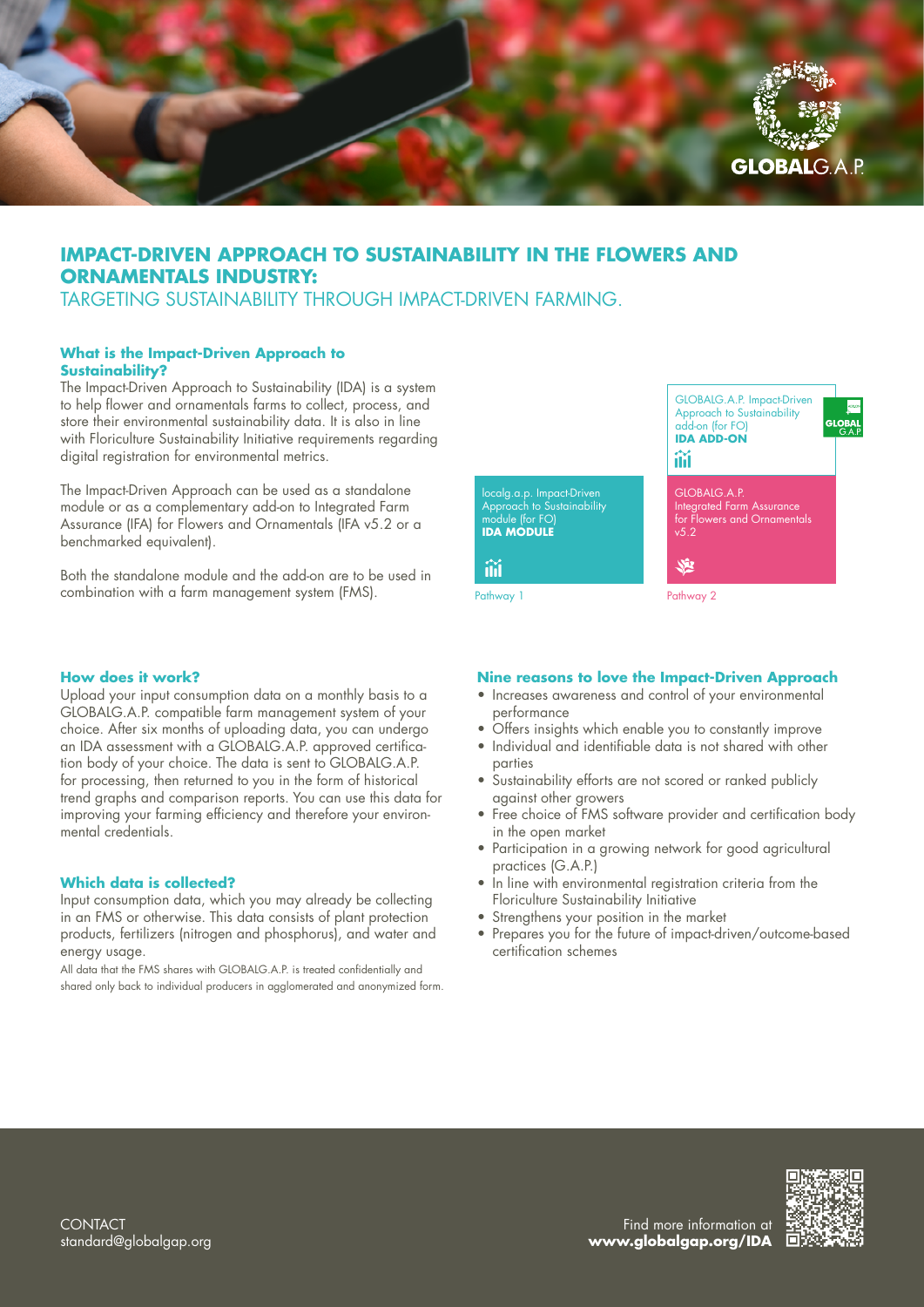# IMPACT-DRIVEN APPROACH TO SUSTAINABILITY IN THE FLOWERS AND ORNAMENTALS INDUSTRY:

TARGETING SUSTAINABILITY THROUGH IMPACT-DRIVEN FARMING.

### What is the Impact-Driven Approach to Sustainability?

The Impact-Driven Approach to Sustainability (IDA) is a system to help flower and ornamentals farms to collect, process, and store their environmental sustainability data. It is also in line with Floriculture Sustainability Initiative requirements regarding digital registration for environmental metrics.

The Impact-Driven Approach can be used as a standalone module or as a complementary add-on to Integrated Farm Assurance (IFA) for Flowers and Ornamentals (IFA v5.2 or a benchmarked equivalent).

Both the standalone module and the add-on are to be used in combination with a farm management system (FMS).

localg.a.p. Impact-Driven Approach to Sustainability module (for FO)
**IDA MODULE**

Pathway 1

GLOBALG.A.P. Impact-Driven Approach to Sustainability add-on (for FO)
**IDA ADD-ON**

GLOBALG.A.P. Integrated Farm Assurance for Flowers and Ornamentals v5.2

Pathway 2

### How does it work?

Upload your input consumption data on a monthly basis to a GLOBALG.A.P. compatible farm management system of your choice. After six months of uploading data, you can undergo an IDA assessment with a GLOBALG.A.P. approved certification body of your choice. The data is sent to GLOBALG.A.P. for processing, then returned to you in the form of historical trend graphs and comparison reports. You can use this data for improving your farming efficiency and therefore your environmental credentials.

### Which data is collected?

Input consumption data, which you may already be collecting in an FMS or otherwise. This data consists of plant protection products, fertilizers (nitrogen and phosphorus), and water and energy usage.

All data that the FMS shares with GLOBALG.A.P. is treated confidentially and shared only back to individual producers in agglomerated and anonymized form.

### Nine reasons to love the Impact-Driven Approach

- Increases awareness and control of your environmental performance
- Offers insights which enable you to constantly improve
- Individual and identifiable data is not shared with other parties
- Sustainability efforts are not scored or ranked publicly against other growers
- Free choice of FMS software provider and certification body in the open market
- Participation in a growing network for good agricultural practices (G.A.P.)
- In line with environmental registration criteria from the Floriculture Sustainability Initiative
- Strengthens your position in the market
- Prepares you for the future of impact-driven/outcome-based certification schemes

CONTACT
standard@globalgap.org

Find more information at
**www.globalgap.org/IDA**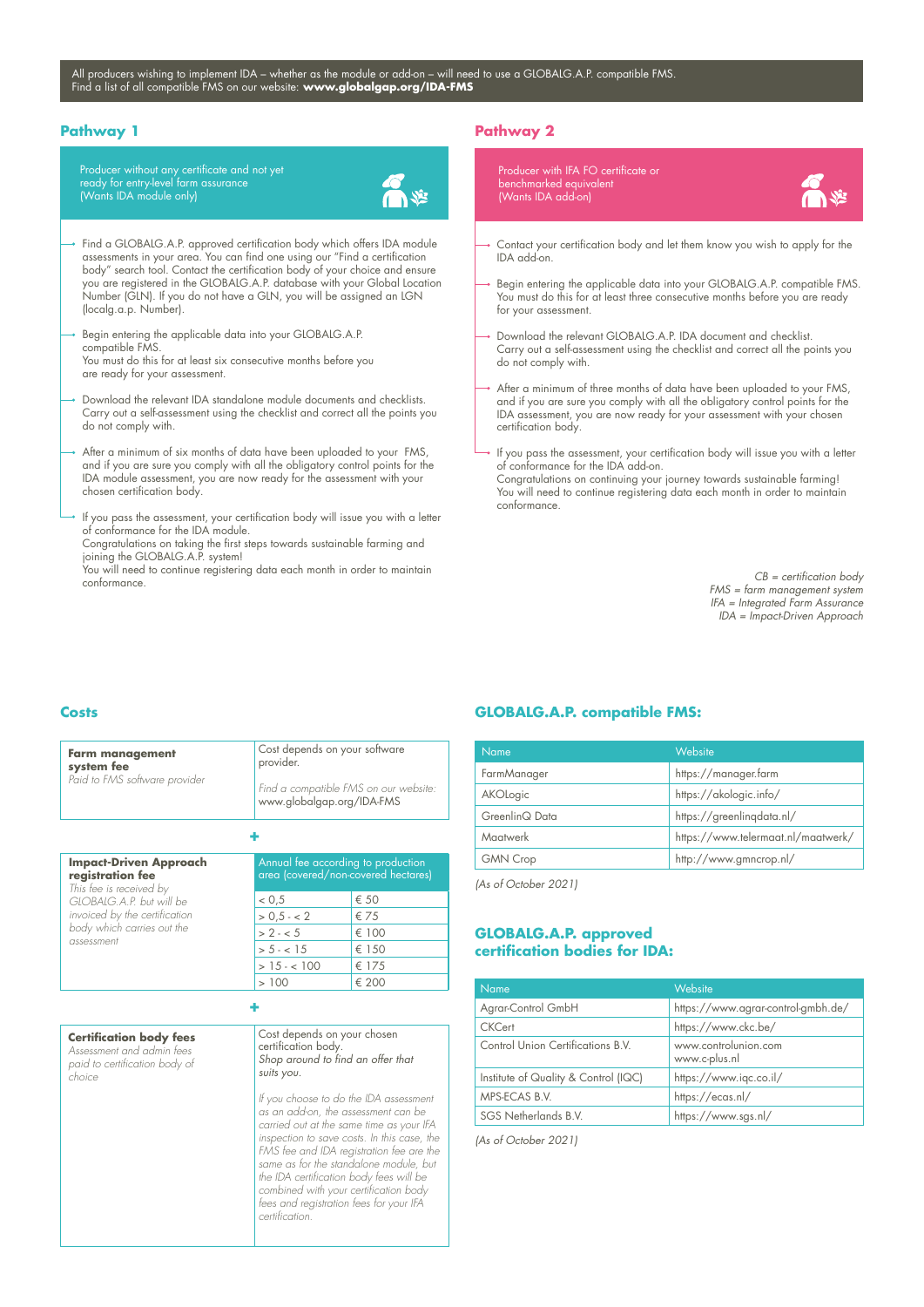All producers wishing to implement IDA – whether as the module or add-on – will need to use a GLOBALG.A.P. compatible FMS.
Find a list of all compatible FMS on our website: **www.globalgap.org/IDA-FMS**

## Pathway 1

Producer without any certificate and not yet ready for entry-level farm assurance
(Wants IDA module only)

- Find a GLOBALG.A.P. approved certification body which offers IDA module assessments in your area. You can find one using our "Find a certification body" search tool. Contact the certification body of your choice and ensure you are registered in the GLOBALG.A.P. database with your Global Location Number (GLN). If you do not have a GLN, you will be assigned an LGN (localg.a.p. Number).
- Begin entering the applicable data into your GLOBALG.A.P. compatible FMS.
  You must do this for at least six consecutive months before you are ready for your assessment.
- Download the relevant IDA standalone module documents and checklists. Carry out a self-assessment using the checklist and correct all the points you do not comply with.
- After a minimum of six months of data have been uploaded to your FMS, and if you are sure you comply with all the obligatory control points for the IDA module assessment, you are now ready for the assessment with your chosen certification body.
- If you pass the assessment, your certification body will issue you with a letter of conformance for the IDA module.
  Congratulations on taking the first steps towards sustainable farming and joining the GLOBALG.A.P. system!
  You will need to continue registering data each month in order to maintain conformance.

## Pathway 2

Producer with IFA FO certificate or benchmarked equivalent
(Wants IDA add-on)

- Contact your certification body and let them know you wish to apply for the IDA add-on.
- Begin entering the applicable data into your GLOBALG.A.P. compatible FMS. You must do this for at least three consecutive months before you are ready for your assessment.
- Download the relevant GLOBALG.A.P. IDA document and checklist. Carry out a self-assessment using the checklist and correct all the points you do not comply with.
- After a minimum of three months of data have been uploaded to your FMS, and if you are sure you comply with all the obligatory control points for the IDA assessment, you are now ready for your assessment with your chosen certification body.
- If you pass the assessment, your certification body will issue you with a letter of conformance for the IDA add-on.
  Congratulations on continuing your journey towards sustainable farming!
  You will need to continue registering data each month in order to maintain conformance.

*CB = certification body*
*FMS = farm management system*
*IFA = Integrated Farm Assurance*
*IDA = Impact-Driven Approach*

## Costs

| | |
|---|---|
| **Farm management system fee**<br>*Paid to FMS software provider* | Cost depends on your software provider.<br>*Find a compatible FMS on our website:* www.globalgap.org/IDA-FMS |

+

| **Impact-Driven Approach registration fee**<br>*This fee is received by GLOBALG.A.P. but will be invoiced by the certification body which carries out the assessment* | Annual fee according to production area (covered/non-covered hectares) | |
|---|---|---|
| | < 0,5 | € 50 |
| | > 0,5 - < 2 | € 75 |
| | > 2 - < 5 | € 100 |
| | > 5 - < 15 | € 150 |
| | > 15 - < 100 | € 175 |
| | > 100 | € 200 |

+

| | |
|---|---|
| **Certification body fees**<br>*Assessment and admin fees paid to certification body of choice* | Cost depends on your chosen certification body.<br>*Shop around to find an offer that suits you.*<br>*If you choose to do the IDA assessment as an add-on, the assessment can be carried out at the same time as your IFA inspection to save costs. In this case, the FMS fee and IDA registration fee are the same as for the standalone module, but the IDA certification body fees will be combined with your certification body fees and registration fees for your IFA certification.* |

## GLOBALG.A.P. compatible FMS:

| Name | Website |
|---|---|
| FarmManager | https://manager.farm |
| AKOLogic | https://akologic.info/ |
| GreenlinQ Data | https://greenlinqdata.nl/ |
| Maatwerk | https://www.telermaat.nl/maatwerk/ |
| GMN Crop | http://www.gmncrop.nl/ |

*(As of October 2021)*

## GLOBALG.A.P. approved certification bodies for IDA:

| Name | Website |
|---|---|
| Agrar-Control GmbH | https://www.agrar-control-gmbh.de/ |
| CKCert | https://www.ckc.be/ |
| Control Union Certifications B.V. | www.controlunion.com<br>www.c-plus.nl |
| Institute of Quality & Control (IQC) | https://www.iqc.co.il/ |
| MPS-ECAS B.V. | https://ecas.nl/ |
| SGS Netherlands B.V. | https://www.sgs.nl/ |

*(As of October 2021)*